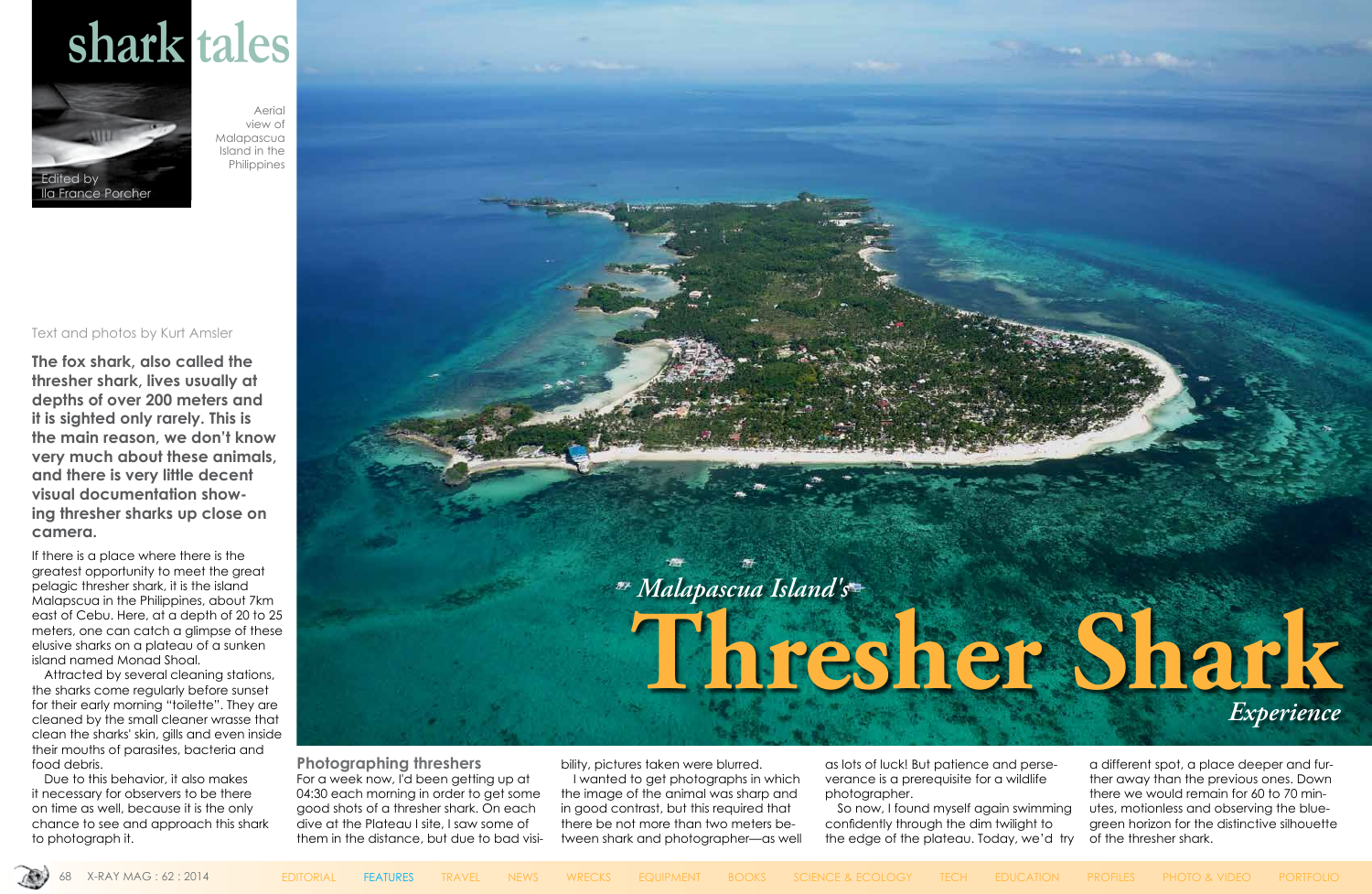shark tales

Edited by Ila France Porcher

Aerial view of Malapascua Island in the Philippines

*Malapascua Island's*

# Thresher Shark

*Experience*

Text and photos by Kurt Amsler

**The fox shark, also called the thresher shark, lives usually at depths of over 200 meters and it is sighted only rarely. This is the main reason, we don't know very much about these animals, and there is very little decent visual documentation showing thresher sharks up close on camera.**

If there is a place where there is the greatest opportunity to meet the great pelagic thresher shark, it is the island Malapscua in the Philippines, about 7km east of Cebu. Here, at a depth of 20 to 25 meters, one can catch a glimpse of these elusive sharks on a plateau of a sunken island named Monad Shoal.

Attracted by several cleaning stations, the sharks come regularly before sunset for their early morning "toilette". They are cleaned by the small cleaner wrasse that clean the sharks' skin, gills and even inside their mouths of parasites, bacteria and food debris.

Due to this behavior, it also makes it necessary for observers to be there on time as well, because it is the only chance to see and approach this shark to photograph it.

## Photographing threshers

For a week now, I'd been getting up at 04:30 each morning in order to get some good shots of a thresher shark. On each dive at the Plateau I site, I saw some of them in the distance, but due to bad visibility, pictures taken were blurred.

I wanted to get photographs in which the image of the animal was sharp and in good contrast, but this required that there be not more than two meters between shark and photographer—as well as lots of luck! But patience and perseverance is a prerequisite for a wildlife photographer.

So now, I found myself again swimming confidently through the dim twilight to the edge of the plateau. Today, we'd try a different spot, a place deeper and further away than the previous ones. Down there we would remain for 60 to 70 minutes, motionless and observing the blue-green horizon for the distinctive silhouette of the thresher shark.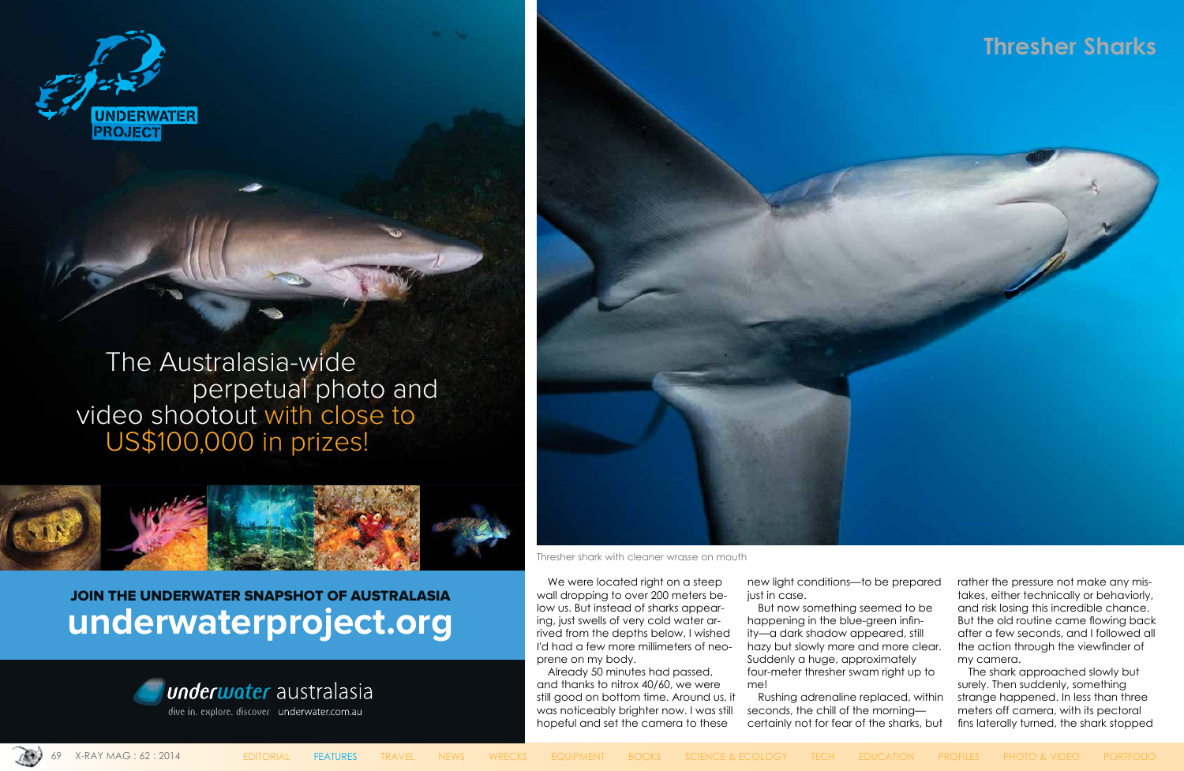The Australasia-wide perpetual photo and video shootout with close to US$100,000 in prizes!

**JOIN THE UNDERWATER SNAPSHOT OF AUSTRALASIA**

**underwaterproject.org**

underwater australasia

dive in. explore. discover underwater.com.au

## Thresher Sharks

Thresher shark with cleaner wrasse on mouth

We were located right on a steep wall dropping to over 200 meters below us. But instead of sharks appearing, just swells of very cold water arrived from the depths below. I wished I'd had a few more millimeters of neoprene on my body.

Already 50 minutes had passed, and thanks to nitrox 40/60, we were still good on bottom time. Around us, it was noticeably brighter now. I was still hopeful and set the camera to these new light conditions—to be prepared just in case.

But now something seemed to be happening in the blue-green infinity—a dark shadow appeared, still hazy but slowly more and more clear. Suddenly a huge, approximately four-meter thresher swam right up to me!

Rushing adrenaline replaced, within seconds, the chill of the morning—certainly not for fear of the sharks, but rather the pressure not make any mistakes, either technically or behaviorly, and risk losing this incredible chance. But the old routine came flowing back after a few seconds, and I followed all the action through the viewfinder of my camera.

The shark approached slowly but surely. Then suddenly, something strange happened. In less than three meters off camera, with its pectoral fins laterally turned, the shark stopped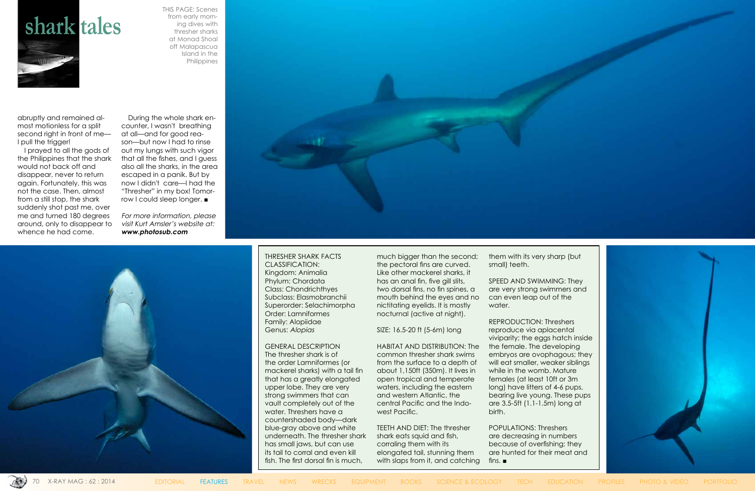# shark tales

THIS PAGE: Scenes from early morning dives with thresher sharks at Monad Shoal off Malapascua Island in the Philippines

abruptly and remained almost motionless for a split second right in front of me—I pull the trigger!

I prayed to all the gods of the Philippines that the shark would not back off and disappear, never to return again. Fortunately, this was not the case. Then, almost from a still stop, the shark suddenly shot past me, over me and turned 180 degrees around, only to disappear to whence he had come.

During the whole shark encounter, I wasn't breathing at all—and for good reason—but now I had to rinse out my lungs with such vigor that all the fishes, and I guess also all the sharks, in the area escaped in a panik. But by now I didn't care—I had the "Thresher" in my box! Tomorrow I could sleep longer. ■

*For more information, please visit Kurt Amsler's website at:* ***www.photosub.com***

THRESHER SHARK FACTS

CLASSIFICATION:
Kingdom: Animalia
Phylum: Chordata
Class: Chondrichthyes
Subclass: Elasmobranchii
Superorder: Selachimorpha
Order: Lamniformes
Family: Alopiidae
Genus: *Alopias*

GENERAL DESCRIPTION
The thresher shark is of the order Lamniformes (or mackerel sharks) with a tail fin that has a greatly elongated upper lobe. They are very strong swimmers that can vault completely out of the water. Threshers have a countershaded body—dark blue-gray above and white underneath. The thresher shark has small jaws, but can use its tail to corral and even kill fish. The first dorsal fin is much, much bigger than the second; the pectoral fins are curved. Like other mackerel sharks, it has an anal fin, five gill slits, two dorsal fins, no fin spines, a mouth behind the eyes and no nictitating eyelids. It is mostly nocturnal (active at night).

SIZE: 16.5-20 ft (5-6m) long

HABITAT AND DISTRIBUTION: The common thresher shark swims from the surface to a depth of about 1,150ft (350m). It lives in open tropical and temperate waters, including the eastern and western Atlantic, the central Pacific and the Indo-west Pacific.

TEETH AND DIET: The thresher shark eats squid and fish, corraling them with its elongated tail, stunning them with slaps from it, and catching them with its very sharp (but small) teeth.

SPEED AND SWIMMING: They are very strong swimmers and can even leap out of the water.

REPRODUCTION: Threshers reproduce via aplacental viviparity; the eggs hatch inside the female. The developing embryos are ovophagous; they will eat smaller, weaker siblings while in the womb. Mature females (at least 10ft or 3m long) have litters of 4-6 pups, bearing live young. These pups are 3.5-5ft (1.1-1.5m) long at birth.

POPULATIONS: Threshers are decreasing in numbers because of overfishing; they are hunted for their meat and fins. ■